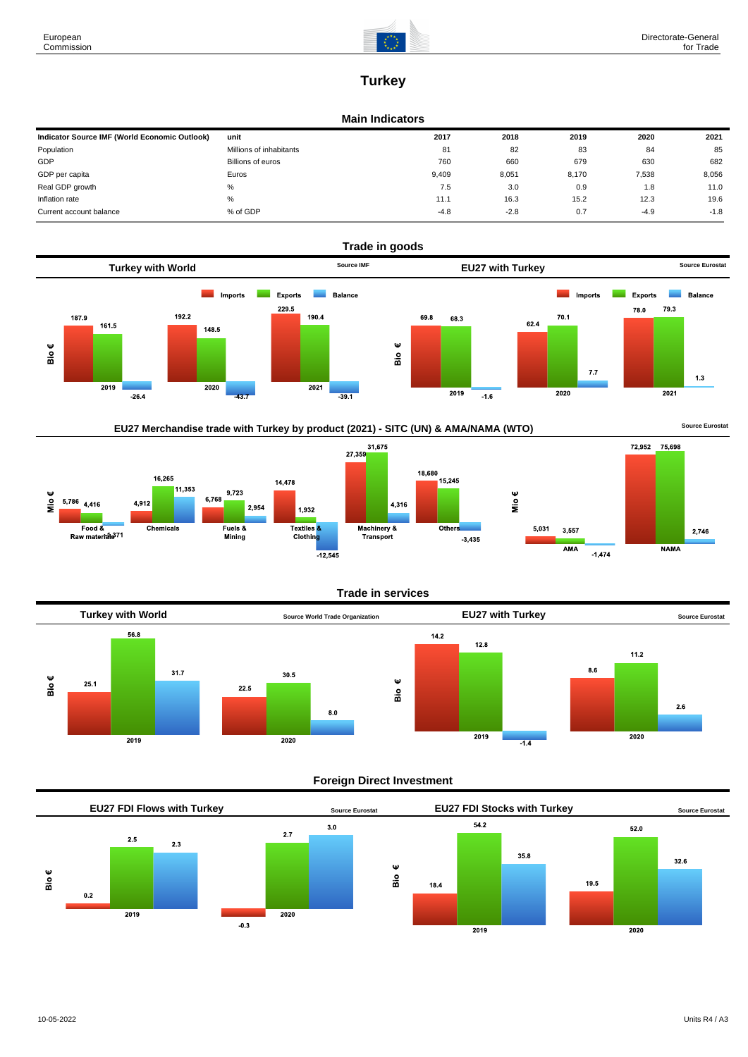# Turkey

## Main Indicators

| Indicator Source IMF (World Economic Outlook) | unit | 2017 | 2018 | 2019 | 2020 | 2021 |
|---|---|---|---|---|---|---|
| Population | Millions of inhabitants | 81 | 82 | 83 | 84 | 85 |
| GDP | Billions of euros | 760 | 660 | 679 | 630 | 682 |
| GDP per capita | Euros | 9,409 | 8,051 | 8,170 | 7,538 | 8,056 |
| Real GDP growth | % | 7.5 | 3.0 | 0.9 | 1.8 | 11.0 |
| Inflation rate | % | 11.1 | 16.3 | 15.2 | 12.3 | 19.6 |
| Current account balance | % of GDP | -4.8 | -2.8 | 0.7 | -4.9 | -1.8 |

## Trade in goods

### Turkey with World

Source IMF

Bio €

| | Imports | Exports | Balance |
|---|---|---|---|
| 2019 | 187.9 | 161.5 | -26.4 |
| 2020 | 192.2 | 148.5 | -43.7 |
| 2021 | 229.5 | 190.4 | -39.1 |

### EU27 with Turkey

Source Eurostat

Bio €

| | Imports | Exports | Balance |
|---|---|---|---|
| 2019 | 69.8 | 68.3 | -1.6 |
| 2020 | 62.4 | 70.1 | 7.7 |
| 2021 | 78.0 | 79.3 | 1.3 |

### EU27 Merchandise trade with Turkey by product (2021) - SITC (UN) & AMA/NAMA (WTO)

Source Eurostat

Mio €

| | Imports | Exports | Balance |
|---|---|---|---|
| Food & Raw materials | 5,786 | 4,416 | -1,371 |
| Chemicals | 4,912 | 16,265 | 11,353 |
| Fuels & Mining | 6,768 | 9,723 | 2,954 |
| Textiles & Clothing | 14,478 | 1,932 | -12,545 |
| Machinery & Transport | 27,359 | 31,675 | 4,316 |
| Others | 18,680 | 15,245 | -3,435 |

Mio €

| | Imports | Exports | Balance |
|---|---|---|---|
| AMA | 5,031 | 3,557 | -1,474 |
| NAMA | 72,952 | 75,698 | 2,746 |

## Trade in services

### Turkey with World

Source World Trade Organization

Bio €

| | Imports | Exports | Balance |
|---|---|---|---|
| 2019 | 25.1 | 56.8 | 31.7 |
| 2020 | 22.5 | 30.5 | 8.0 |

### EU27 with Turkey

Source Eurostat

Bio €

| | Imports | Exports | Balance |
|---|---|---|---|
| 2019 | 14.2 | 12.8 | -1.4 |
| 2020 | 8.6 | 11.2 | 2.6 |

## Foreign Direct Investment

### EU27 FDI Flows with Turkey

Source Eurostat

Bio €

| | Inward | Outward | Balance |
|---|---|---|---|
| 2019 | 0.2 | 2.5 | 2.3 |
| 2020 | -0.3 | 2.7 | 3.0 |

### EU27 FDI Stocks with Turkey

Source Eurostat

Bio €

| | Inward | Outward | Balance |
|---|---|---|---|
| 2019 | 18.4 | 54.2 | 35.8 |
| 2020 | 19.5 | 52.0 | 32.6 |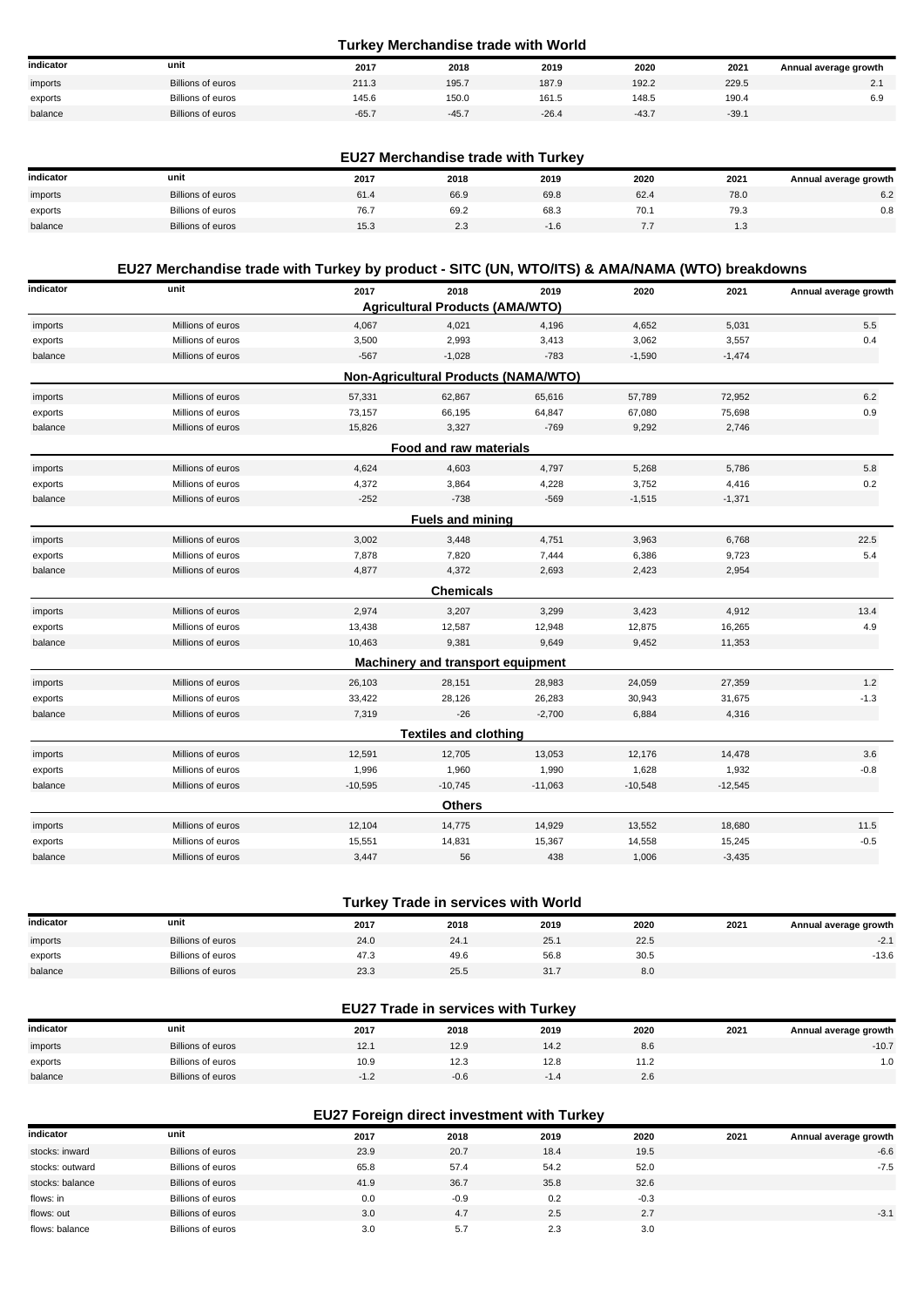### Turkey Merchandise trade with World

| indicator | unit | 2017 | 2018 | 2019 | 2020 | 2021 | Annual average growth |
|---|---|---|---|---|---|---|---|
| imports | Billions of euros | 211.3 | 195.7 | 187.9 | 192.2 | 229.5 | 2.1 |
| exports | Billions of euros | 145.6 | 150.0 | 161.5 | 148.5 | 190.4 | 6.9 |
| balance | Billions of euros | -65.7 | -45.7 | -26.4 | -43.7 | -39.1 | |

### EU27 Merchandise trade with Turkey

| indicator | unit | 2017 | 2018 | 2019 | 2020 | 2021 | Annual average growth |
|---|---|---|---|---|---|---|---|
| imports | Billions of euros | 61.4 | 66.9 | 69.8 | 62.4 | 78.0 | 6.2 |
| exports | Billions of euros | 76.7 | 69.2 | 68.3 | 70.1 | 79.3 | 0.8 |
| balance | Billions of euros | 15.3 | 2.3 | -1.6 | 7.7 | 1.3 | |

### EU27 Merchandise trade with Turkey by product - SITC (UN, WTO/ITS) & AMA/NAMA (WTO) breakdowns

| indicator | unit | 2017 | 2018 | 2019 | 2020 | 2021 | Annual average growth |
|---|---|---|---|---|---|---|---|
| | | | **Agricultural Products (AMA/WTO)** | | | | |
| imports | Millions of euros | 4,067 | 4,021 | 4,196 | 4,652 | 5,031 | 5.5 |
| exports | Millions of euros | 3,500 | 2,993 | 3,413 | 3,062 | 3,557 | 0.4 |
| balance | Millions of euros | -567 | -1,028 | -783 | -1,590 | -1,474 | |
| | | | **Non-Agricultural Products (NAMA/WTO)** | | | | |
| imports | Millions of euros | 57,331 | 62,867 | 65,616 | 57,789 | 72,952 | 6.2 |
| exports | Millions of euros | 73,157 | 66,195 | 64,847 | 67,080 | 75,698 | 0.9 |
| balance | Millions of euros | 15,826 | 3,327 | -769 | 9,292 | 2,746 | |
| | | | **Food and raw materials** | | | | |
| imports | Millions of euros | 4,624 | 4,603 | 4,797 | 5,268 | 5,786 | 5.8 |
| exports | Millions of euros | 4,372 | 3,864 | 4,228 | 3,752 | 4,416 | 0.2 |
| balance | Millions of euros | -252 | -738 | -569 | -1,515 | -1,371 | |
| | | | **Fuels and mining** | | | | |
| imports | Millions of euros | 3,002 | 3,448 | 4,751 | 3,963 | 6,768 | 22.5 |
| exports | Millions of euros | 7,878 | 7,820 | 7,444 | 6,386 | 9,723 | 5.4 |
| balance | Millions of euros | 4,877 | 4,372 | 2,693 | 2,423 | 2,954 | |
| | | | **Chemicals** | | | | |
| imports | Millions of euros | 2,974 | 3,207 | 3,299 | 3,423 | 4,912 | 13.4 |
| exports | Millions of euros | 13,438 | 12,587 | 12,948 | 12,875 | 16,265 | 4.9 |
| balance | Millions of euros | 10,463 | 9,381 | 9,649 | 9,452 | 11,353 | |
| | | | **Machinery and transport equipment** | | | | |
| imports | Millions of euros | 26,103 | 28,151 | 28,983 | 24,059 | 27,359 | 1.2 |
| exports | Millions of euros | 33,422 | 28,126 | 26,283 | 30,943 | 31,675 | -1.3 |
| balance | Millions of euros | 7,319 | -26 | -2,700 | 6,884 | 4,316 | |
| | | | **Textiles and clothing** | | | | |
| imports | Millions of euros | 12,591 | 12,705 | 13,053 | 12,176 | 14,478 | 3.6 |
| exports | Millions of euros | 1,996 | 1,960 | 1,990 | 1,628 | 1,932 | -0.8 |
| balance | Millions of euros | -10,595 | -10,745 | -11,063 | -10,548 | -12,545 | |
| | | | **Others** | | | | |
| imports | Millions of euros | 12,104 | 14,775 | 14,929 | 13,552 | 18,680 | 11.5 |
| exports | Millions of euros | 15,551 | 14,831 | 15,367 | 14,558 | 15,245 | -0.5 |
| balance | Millions of euros | 3,447 | 56 | 438 | 1,006 | -3,435 | |

### Turkey Trade in services with World

| indicator | unit | 2017 | 2018 | 2019 | 2020 | 2021 | Annual average growth |
|---|---|---|---|---|---|---|---|
| imports | Billions of euros | 24.0 | 24.1 | 25.1 | 22.5 | | -2.1 |
| exports | Billions of euros | 47.3 | 49.6 | 56.8 | 30.5 | | -13.6 |
| balance | Billions of euros | 23.3 | 25.5 | 31.7 | 8.0 | | |

### EU27 Trade in services with Turkey

| indicator | unit | 2017 | 2018 | 2019 | 2020 | 2021 | Annual average growth |
|---|---|---|---|---|---|---|---|
| imports | Billions of euros | 12.1 | 12.9 | 14.2 | 8.6 | | -10.7 |
| exports | Billions of euros | 10.9 | 12.3 | 12.8 | 11.2 | | 1.0 |
| balance | Billions of euros | -1.2 | -0.6 | -1.4 | 2.6 | | |

### EU27 Foreign direct investment with Turkey

| indicator | unit | 2017 | 2018 | 2019 | 2020 | 2021 | Annual average growth |
|---|---|---|---|---|---|---|---|
| stocks: inward | Billions of euros | 23.9 | 20.7 | 18.4 | 19.5 | | -6.6 |
| stocks: outward | Billions of euros | 65.8 | 57.4 | 54.2 | 52.0 | | -7.5 |
| stocks: balance | Billions of euros | 41.9 | 36.7 | 35.8 | 32.6 | | |
| flows: in | Billions of euros | 0.0 | -0.9 | 0.2 | -0.3 | | |
| flows: out | Billions of euros | 3.0 | 4.7 | 2.5 | 2.7 | | -3.1 |
| flows: balance | Billions of euros | 3.0 | 5.7 | 2.3 | 3.0 | | |